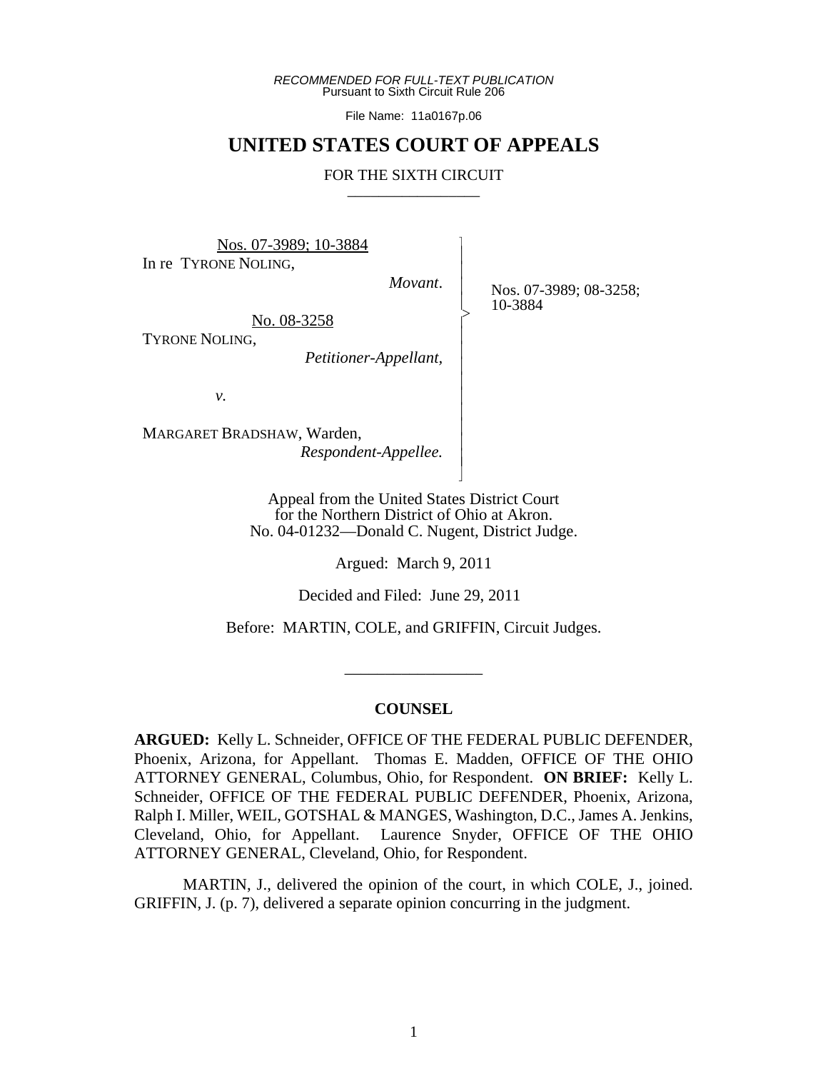*RECOMMENDED FOR FULL-TEXT PUBLICATION*
Pursuant to Sixth Circuit Rule 206

File Name: 11a0167p.06

# UNITED STATES COURT OF APPEALS

FOR THE SIXTH CIRCUIT

---

Nos. 07-3989; 10-3884

In re TYRONE NOLING,

*Movant*.

No. 08-3258

TYRONE NOLING,

*Petitioner-Appellant*,

*v.*

MARGARET BRADSHAW, Warden,

*Respondent-Appellee.*

Nos. 07-3989; 08-3258; 10-3884

Appeal from the United States District Court for the Northern District of Ohio at Akron. No. 04-01232—Donald C. Nugent, District Judge.

Argued: March 9, 2011

Decided and Filed: June 29, 2011

Before: MARTIN, COLE, and GRIFFIN, Circuit Judges.

---

## COUNSEL

**ARGUED:** Kelly L. Schneider, OFFICE OF THE FEDERAL PUBLIC DEFENDER, Phoenix, Arizona, for Appellant. Thomas E. Madden, OFFICE OF THE OHIO ATTORNEY GENERAL, Columbus, Ohio, for Respondent. **ON BRIEF:** Kelly L. Schneider, OFFICE OF THE FEDERAL PUBLIC DEFENDER, Phoenix, Arizona, Ralph I. Miller, WEIL, GOTSHAL & MANGES, Washington, D.C., James A. Jenkins, Cleveland, Ohio, for Appellant. Laurence Snyder, OFFICE OF THE OHIO ATTORNEY GENERAL, Cleveland, Ohio, for Respondent.

MARTIN, J., delivered the opinion of the court, in which COLE, J., joined. GRIFFIN, J. (p. 7), delivered a separate opinion concurring in the judgment.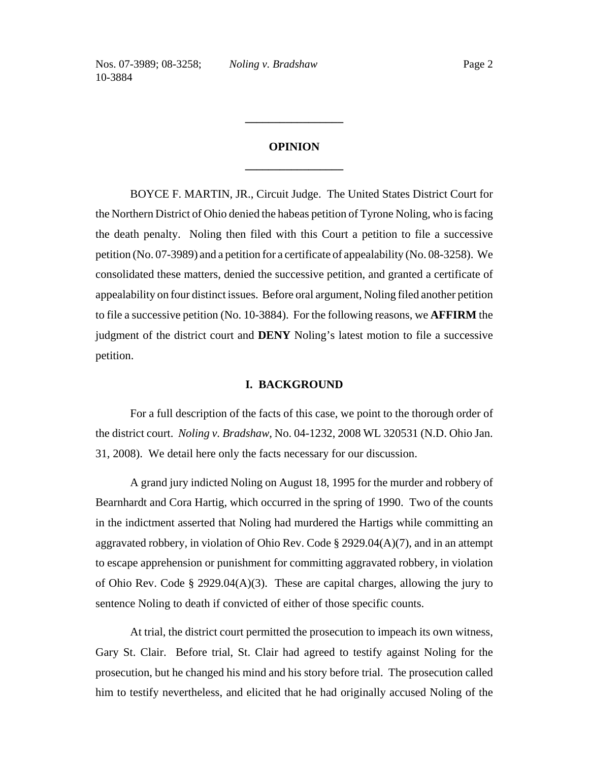## OPINION

BOYCE F. MARTIN, JR., Circuit Judge. The United States District Court for the Northern District of Ohio denied the habeas petition of Tyrone Noling, who is facing the death penalty. Noling then filed with this Court a petition to file a successive petition (No. 07-3989) and a petition for a certificate of appealability (No. 08-3258). We consolidated these matters, denied the successive petition, and granted a certificate of appealability on four distinct issues. Before oral argument, Noling filed another petition to file a successive petition (No. 10-3884). For the following reasons, we **AFFIRM** the judgment of the district court and **DENY** Noling's latest motion to file a successive petition.

## I. BACKGROUND

For a full description of the facts of this case, we point to the thorough order of the district court. *Noling v. Bradshaw*, No. 04-1232, 2008 WL 320531 (N.D. Ohio Jan. 31, 2008). We detail here only the facts necessary for our discussion.

A grand jury indicted Noling on August 18, 1995 for the murder and robbery of Bearnhardt and Cora Hartig, which occurred in the spring of 1990. Two of the counts in the indictment asserted that Noling had murdered the Hartigs while committing an aggravated robbery, in violation of Ohio Rev. Code § 2929.04(A)(7), and in an attempt to escape apprehension or punishment for committing aggravated robbery, in violation of Ohio Rev. Code § 2929.04(A)(3). These are capital charges, allowing the jury to sentence Noling to death if convicted of either of those specific counts.

At trial, the district court permitted the prosecution to impeach its own witness, Gary St. Clair. Before trial, St. Clair had agreed to testify against Noling for the prosecution, but he changed his mind and his story before trial. The prosecution called him to testify nevertheless, and elicited that he had originally accused Noling of the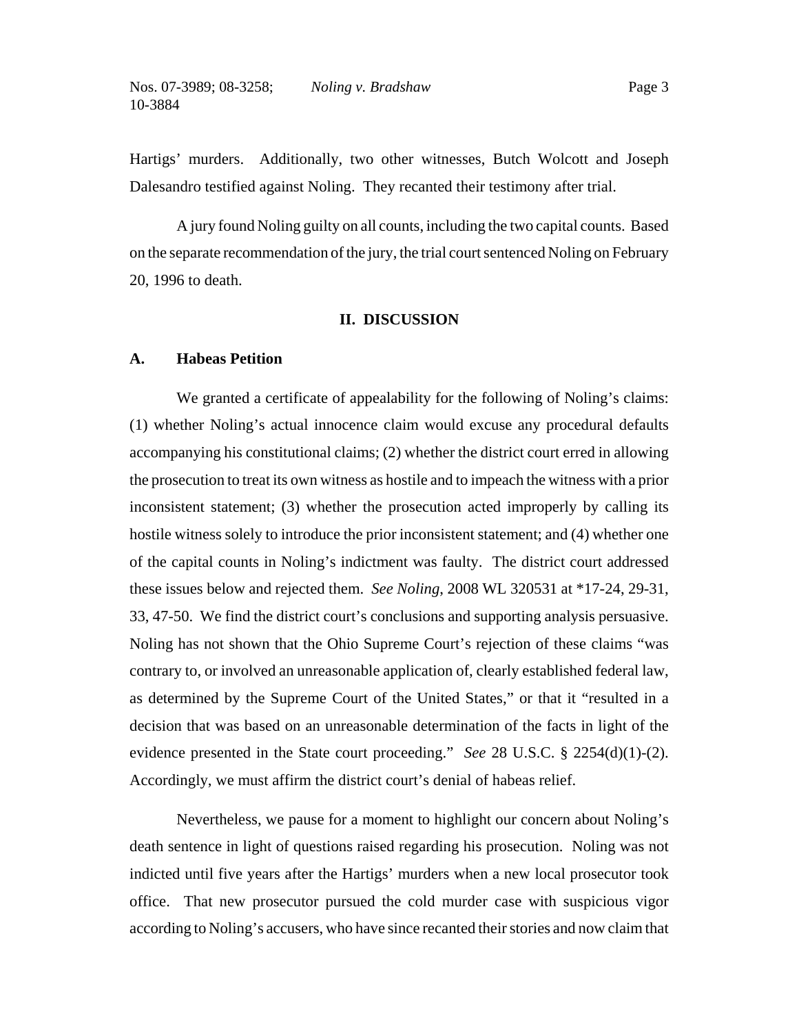Hartigs' murders. Additionally, two other witnesses, Butch Wolcott and Joseph Dalesandro testified against Noling. They recanted their testimony after trial.

A jury found Noling guilty on all counts, including the two capital counts. Based on the separate recommendation of the jury, the trial court sentenced Noling on February 20, 1996 to death.

## II. DISCUSSION

### A. Habeas Petition

We granted a certificate of appealability for the following of Noling's claims: (1) whether Noling's actual innocence claim would excuse any procedural defaults accompanying his constitutional claims; (2) whether the district court erred in allowing the prosecution to treat its own witness as hostile and to impeach the witness with a prior inconsistent statement; (3) whether the prosecution acted improperly by calling its hostile witness solely to introduce the prior inconsistent statement; and (4) whether one of the capital counts in Noling's indictment was faulty. The district court addressed these issues below and rejected them. *See Noling*, 2008 WL 320531 at *17-24, 29-31, 33, 47-50. We find the district court's conclusions and supporting analysis persuasive. Noling has not shown that the Ohio Supreme Court's rejection of these claims "was contrary to, or involved an unreasonable application of, clearly established federal law, as determined by the Supreme Court of the United States," or that it "resulted in a decision that was based on an unreasonable determination of the facts in light of the evidence presented in the State court proceeding." *See* 28 U.S.C. § 2254(d)(1)-(2). Accordingly, we must affirm the district court's denial of habeas relief.

Nevertheless, we pause for a moment to highlight our concern about Noling's death sentence in light of questions raised regarding his prosecution. Noling was not indicted until five years after the Hartigs' murders when a new local prosecutor took office. That new prosecutor pursued the cold murder case with suspicious vigor according to Noling's accusers, who have since recanted their stories and now claim that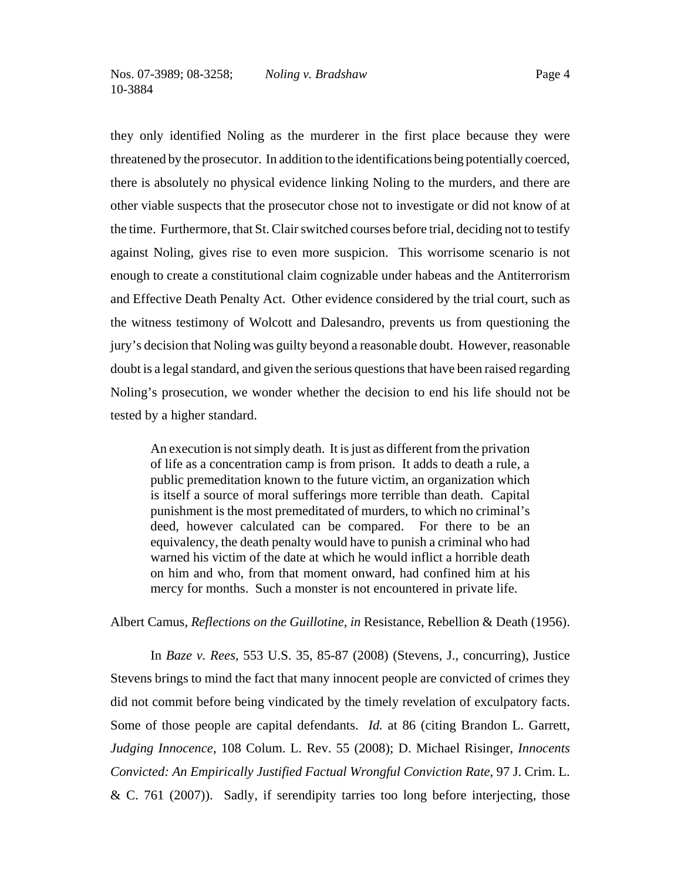they only identified Noling as the murderer in the first place because they were threatened by the prosecutor. In addition to the identifications being potentially coerced, there is absolutely no physical evidence linking Noling to the murders, and there are other viable suspects that the prosecutor chose not to investigate or did not know of at the time. Furthermore, that St. Clair switched courses before trial, deciding not to testify against Noling, gives rise to even more suspicion. This worrisome scenario is not enough to create a constitutional claim cognizable under habeas and the Antiterrorism and Effective Death Penalty Act. Other evidence considered by the trial court, such as the witness testimony of Wolcott and Dalesandro, prevents us from questioning the jury's decision that Noling was guilty beyond a reasonable doubt. However, reasonable doubt is a legal standard, and given the serious questions that have been raised regarding Noling's prosecution, we wonder whether the decision to end his life should not be tested by a higher standard.

> An execution is not simply death. It is just as different from the privation of life as a concentration camp is from prison. It adds to death a rule, a public premeditation known to the future victim, an organization which is itself a source of moral sufferings more terrible than death. Capital punishment is the most premeditated of murders, to which no criminal's deed, however calculated can be compared. For there to be an equivalency, the death penalty would have to punish a criminal who had warned his victim of the date at which he would inflict a horrible death on him and who, from that moment onward, had confined him at his mercy for months. Such a monster is not encountered in private life.

Albert Camus, *Reflections on the Guillotine*, *in* Resistance, Rebellion & Death (1956).

In *Baze v. Rees*, 553 U.S. 35, 85-87 (2008) (Stevens, J., concurring), Justice Stevens brings to mind the fact that many innocent people are convicted of crimes they did not commit before being vindicated by the timely revelation of exculpatory facts. Some of those people are capital defendants. *Id.* at 86 (citing Brandon L. Garrett, *Judging Innocence*, 108 Colum. L. Rev. 55 (2008); D. Michael Risinger, *Innocents Convicted: An Empirically Justified Factual Wrongful Conviction Rate*, 97 J. Crim. L. & C. 761 (2007)). Sadly, if serendipity tarries too long before interjecting, those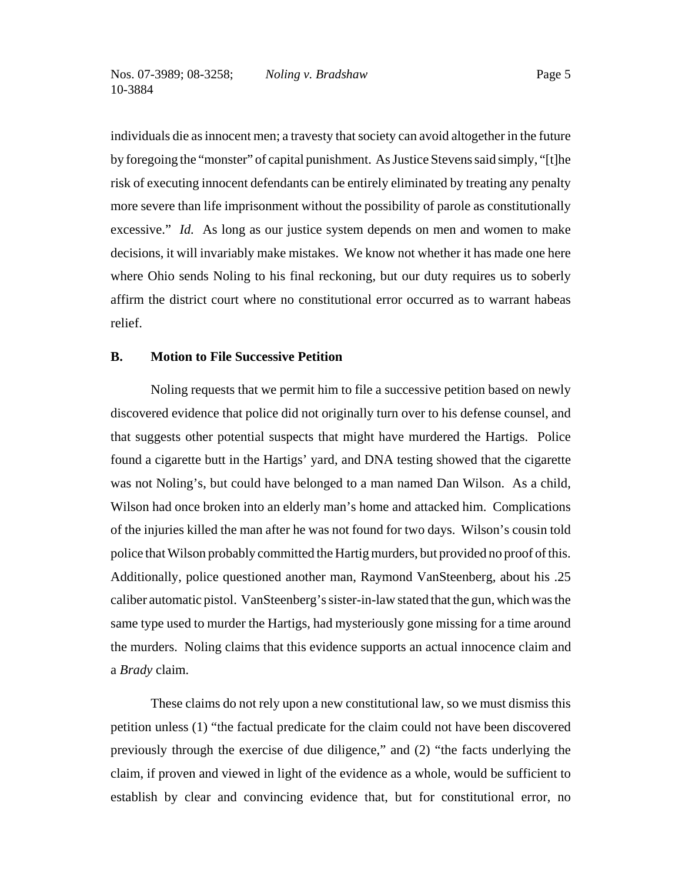individuals die as innocent men; a travesty that society can avoid altogether in the future by foregoing the "monster" of capital punishment. As Justice Stevens said simply, "[t]he risk of executing innocent defendants can be entirely eliminated by treating any penalty more severe than life imprisonment without the possibility of parole as constitutionally excessive." *Id.* As long as our justice system depends on men and women to make decisions, it will invariably make mistakes. We know not whether it has made one here where Ohio sends Noling to his final reckoning, but our duty requires us to soberly affirm the district court where no constitutional error occurred as to warrant habeas relief.

### B. Motion to File Successive Petition

Noling requests that we permit him to file a successive petition based on newly discovered evidence that police did not originally turn over to his defense counsel, and that suggests other potential suspects that might have murdered the Hartigs. Police found a cigarette butt in the Hartigs' yard, and DNA testing showed that the cigarette was not Noling's, but could have belonged to a man named Dan Wilson. As a child, Wilson had once broken into an elderly man's home and attacked him. Complications of the injuries killed the man after he was not found for two days. Wilson's cousin told police that Wilson probably committed the Hartig murders, but provided no proof of this. Additionally, police questioned another man, Raymond VanSteenberg, about his .25 caliber automatic pistol. VanSteenberg's sister-in-law stated that the gun, which was the same type used to murder the Hartigs, had mysteriously gone missing for a time around the murders. Noling claims that this evidence supports an actual innocence claim and a *Brady* claim.

These claims do not rely upon a new constitutional law, so we must dismiss this petition unless (1) "the factual predicate for the claim could not have been discovered previously through the exercise of due diligence," and (2) "the facts underlying the claim, if proven and viewed in light of the evidence as a whole, would be sufficient to establish by clear and convincing evidence that, but for constitutional error, no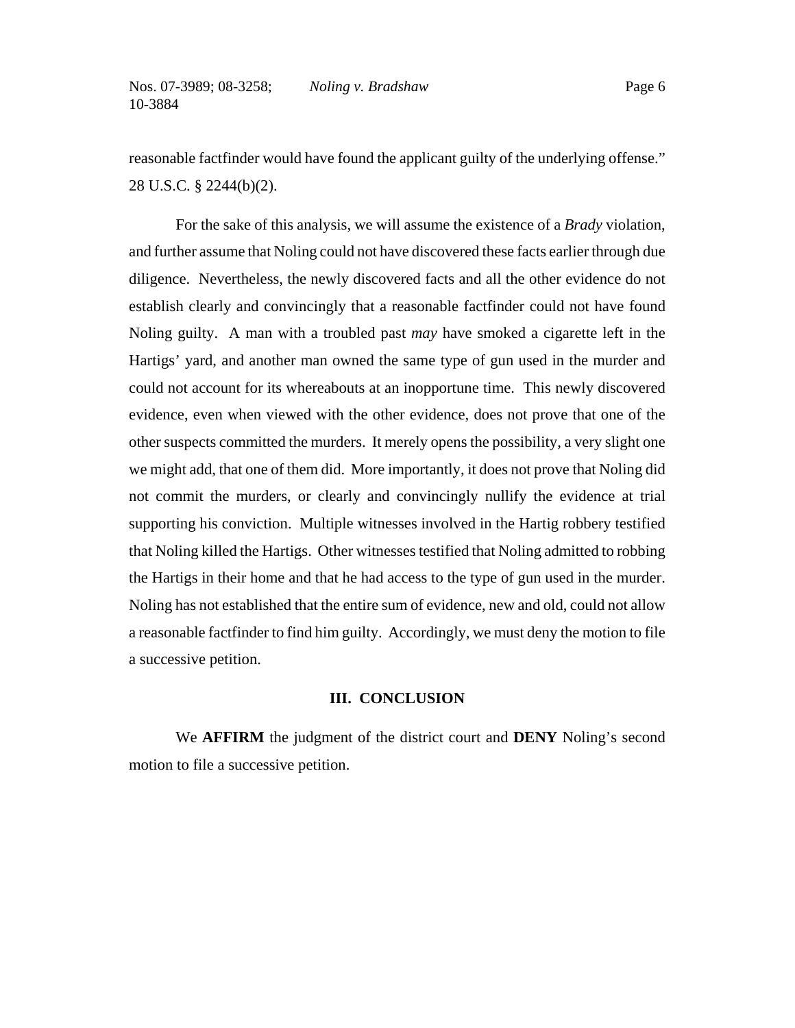reasonable factfinder would have found the applicant guilty of the underlying offense." 28 U.S.C. § 2244(b)(2).

For the sake of this analysis, we will assume the existence of a *Brady* violation, and further assume that Noling could not have discovered these facts earlier through due diligence. Nevertheless, the newly discovered facts and all the other evidence do not establish clearly and convincingly that a reasonable factfinder could not have found Noling guilty. A man with a troubled past *may* have smoked a cigarette left in the Hartigs' yard, and another man owned the same type of gun used in the murder and could not account for its whereabouts at an inopportune time. This newly discovered evidence, even when viewed with the other evidence, does not prove that one of the other suspects committed the murders. It merely opens the possibility, a very slight one we might add, that one of them did. More importantly, it does not prove that Noling did not commit the murders, or clearly and convincingly nullify the evidence at trial supporting his conviction. Multiple witnesses involved in the Hartig robbery testified that Noling killed the Hartigs. Other witnesses testified that Noling admitted to robbing the Hartigs in their home and that he had access to the type of gun used in the murder. Noling has not established that the entire sum of evidence, new and old, could not allow a reasonable factfinder to find him guilty. Accordingly, we must deny the motion to file a successive petition.

## III. CONCLUSION

We **AFFIRM** the judgment of the district court and **DENY** Noling's second motion to file a successive petition.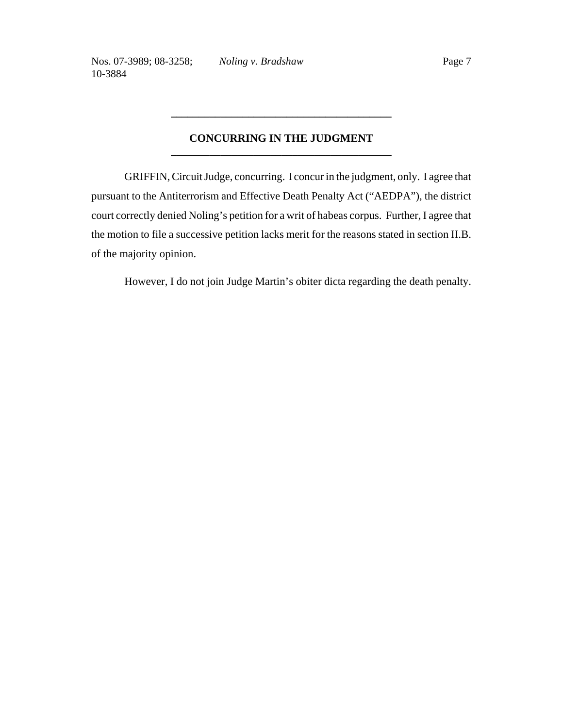## CONCURRING IN THE JUDGMENT

GRIFFIN, Circuit Judge, concurring. I concur in the judgment, only. I agree that pursuant to the Antiterrorism and Effective Death Penalty Act ("AEDPA"), the district court correctly denied Noling's petition for a writ of habeas corpus. Further, I agree that the motion to file a successive petition lacks merit for the reasons stated in section II.B. of the majority opinion.

However, I do not join Judge Martin's obiter dicta regarding the death penalty.